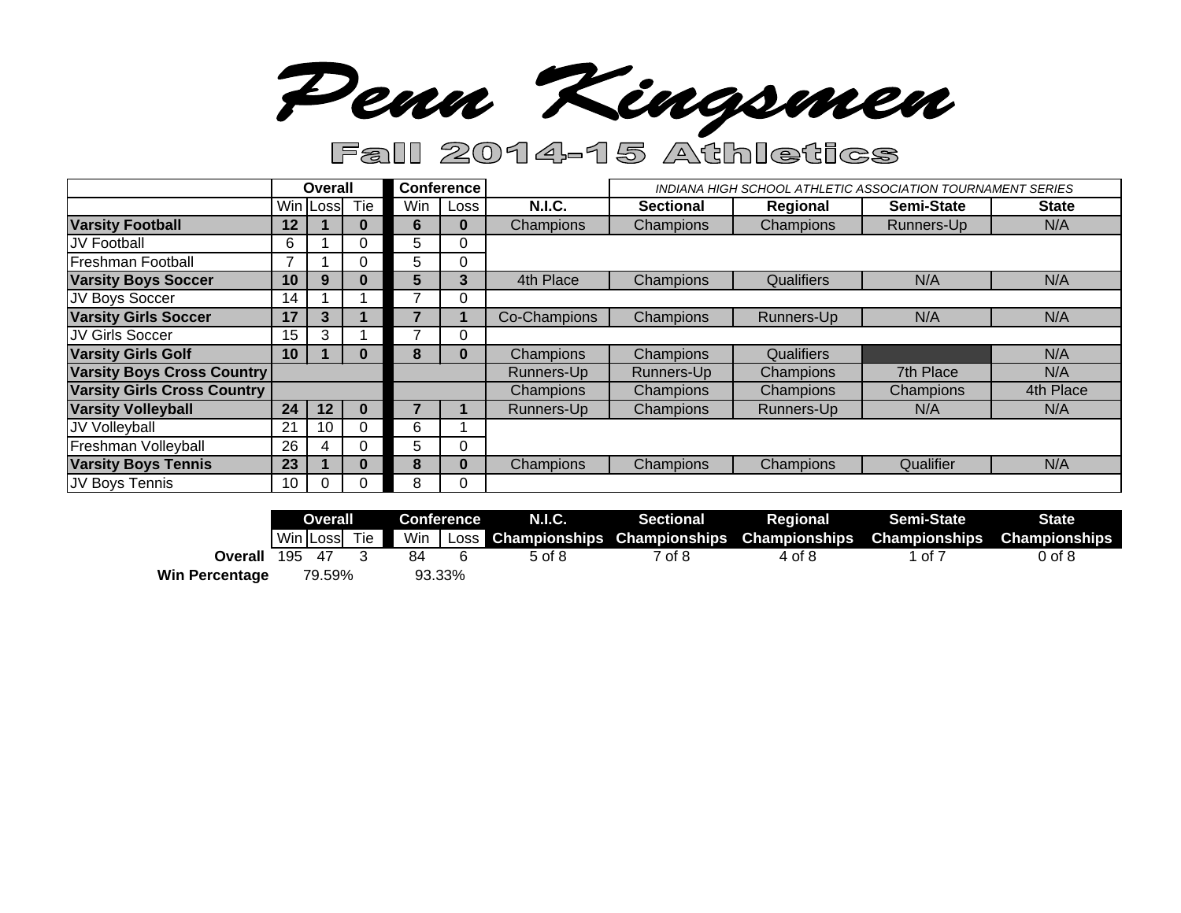# Penn Kingsmen

## Fall 2014-15 Athletics

| | Overall | | | Conference | | | *INDIANA HIGH SCHOOL ATHLETIC ASSOCIATION TOURNAMENT SERIES* | | | |
|---|---|---|---|---|---|---|---|---|---|---|
| | Win | Loss | Tie | Win | Loss | N.I.C. | Sectional | Regional | Semi-State | State |
| **Varsity Football** | **12** | **1** | **0** | **6** | **0** | Champions | Champions | Champions | Runners-Up | N/A |
| JV Football | 6 | 1 | 0 | 5 | 0 | | | | | |
| Freshman Football | 7 | 1 | 0 | 5 | 0 | | | | | |
| **Varsity Boys Soccer** | **10** | **9** | **0** | **5** | **3** | 4th Place | Champions | Qualifiers | N/A | N/A |
| JV Boys Soccer | 14 | 1 | 1 | 7 | 0 | | | | | |
| **Varsity Girls Soccer** | **17** | **3** | **1** | **7** | **1** | Co-Champions | Champions | Runners-Up | N/A | N/A |
| JV Girls Soccer | 15 | 3 | 1 | 7 | 0 | | | | | |
| **Varsity Girls Golf** | **10** | **1** | **0** | **8** | **0** | Champions | Champions | Qualifiers | | N/A |
| **Varsity Boys Cross Country** | | | | | | Runners-Up | Runners-Up | Champions | 7th Place | N/A |
| **Varsity Girls Cross Country** | | | | | | Champions | Champions | Champions | Champions | 4th Place |
| **Varsity Volleyball** | **24** | **12** | **0** | **7** | **1** | Runners-Up | Champions | Runners-Up | N/A | N/A |
| JV Volleyball | 21 | 10 | 0 | 6 | 1 | | | | | |
| Freshman Volleyball | 26 | 4 | 0 | 5 | 0 | | | | | |
| **Varsity Boys Tennis** | **23** | **1** | **0** | **8** | **0** | Champions | Champions | Champions | Qualifier | N/A |
| JV Boys Tennis | 10 | 0 | 0 | 8 | 0 | | | | | |

| | Overall | | | Conference | | N.I.C. | Sectional | Regional | Semi-State | State |
|---|---|---|---|---|---|---|---|---|---|---|
| | Win | Loss | Tie | Win | Loss | Championships | Championships | Championships | Championships | Championships |
| **Overall** | 195 | 47 | 3 | 84 | 6 | 5 of 8 | 7 of 8 | 4 of 8 | 1 of 7 | 0 of 8 |
| **Win Percentage** | 79.59% | | | 93.33% | | | | | | |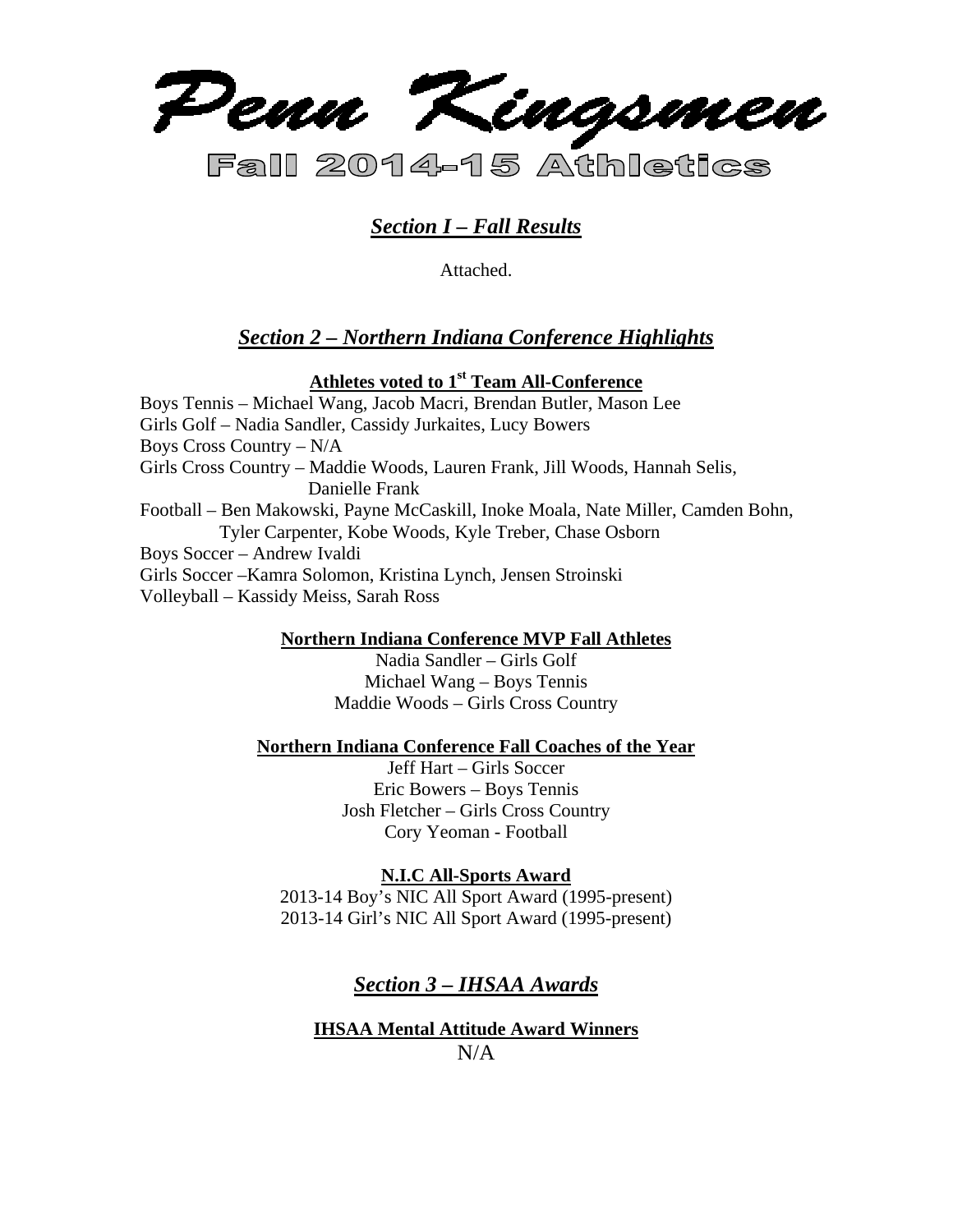# Penn Kingsmen

## Fall 2014-15 Athletics

## *Section I – Fall Results*

Attached.

## *Section 2 – Northern Indiana Conference Highlights*

### Athletes voted to 1st Team All-Conference

Boys Tennis – Michael Wang, Jacob Macri, Brendan Butler, Mason Lee
Girls Golf – Nadia Sandler, Cassidy Jurkaites, Lucy Bowers
Boys Cross Country – N/A
Girls Cross Country – Maddie Woods, Lauren Frank, Jill Woods, Hannah Selis, Danielle Frank
Football – Ben Makowski, Payne McCaskill, Inoke Moala, Nate Miller, Camden Bohn, Tyler Carpenter, Kobe Woods, Kyle Treber, Chase Osborn
Boys Soccer – Andrew Ivaldi
Girls Soccer –Kamra Solomon, Kristina Lynch, Jensen Stroinski
Volleyball – Kassidy Meiss, Sarah Ross

### Northern Indiana Conference MVP Fall Athletes

Nadia Sandler – Girls Golf
Michael Wang – Boys Tennis
Maddie Woods – Girls Cross Country

### Northern Indiana Conference Fall Coaches of the Year

Jeff Hart – Girls Soccer
Eric Bowers – Boys Tennis
Josh Fletcher – Girls Cross Country
Cory Yeoman - Football

### N.I.C All-Sports Award

2013-14 Boy's NIC All Sport Award (1995-present)
2013-14 Girl's NIC All Sport Award (1995-present)

## *Section 3 – IHSAA Awards*

### IHSAA Mental Attitude Award Winners

N/A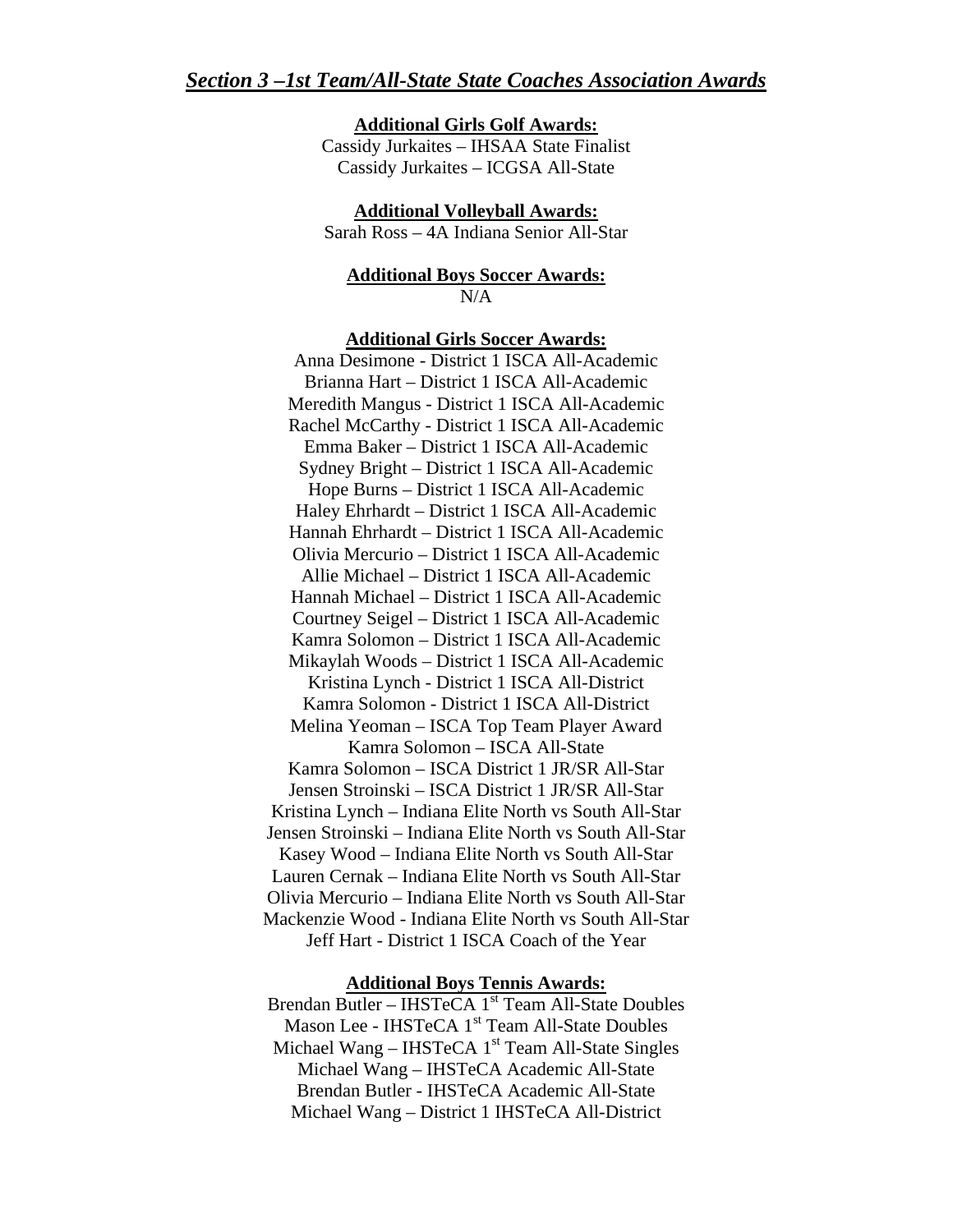## *Section 3 –1st Team/All-State State Coaches Association Awards*

**Additional Girls Golf Awards:**

Cassidy Jurkaites – IHSAA State Finalist
Cassidy Jurkaites – ICGSA All-State

**Additional Volleyball Awards:**

Sarah Ross – 4A Indiana Senior All-Star

**Additional Boys Soccer Awards:**

N/A

**Additional Girls Soccer Awards:**

Anna Desimone - District 1 ISCA All-Academic
Brianna Hart – District 1 ISCA All-Academic
Meredith Mangus - District 1 ISCA All-Academic
Rachel McCarthy - District 1 ISCA All-Academic
Emma Baker – District 1 ISCA All-Academic
Sydney Bright – District 1 ISCA All-Academic
Hope Burns – District 1 ISCA All-Academic
Haley Ehrhardt – District 1 ISCA All-Academic
Hannah Ehrhardt – District 1 ISCA All-Academic
Olivia Mercurio – District 1 ISCA All-Academic
Allie Michael – District 1 ISCA All-Academic
Hannah Michael – District 1 ISCA All-Academic
Courtney Seigel – District 1 ISCA All-Academic
Kamra Solomon – District 1 ISCA All-Academic
Mikaylah Woods – District 1 ISCA All-Academic
Kristina Lynch - District 1 ISCA All-District
Kamra Solomon - District 1 ISCA All-District
Melina Yeoman – ISCA Top Team Player Award
Kamra Solomon – ISCA All-State
Kamra Solomon – ISCA District 1 JR/SR All-Star
Jensen Stroinski – ISCA District 1 JR/SR All-Star
Kristina Lynch – Indiana Elite North vs South All-Star
Jensen Stroinski – Indiana Elite North vs South All-Star
Kasey Wood – Indiana Elite North vs South All-Star
Lauren Cernak – Indiana Elite North vs South All-Star
Olivia Mercurio – Indiana Elite North vs South All-Star
Mackenzie Wood - Indiana Elite North vs South All-Star
Jeff Hart - District 1 ISCA Coach of the Year

**Additional Boys Tennis Awards:**

Brendan Butler – IHSTeCA 1st Team All-State Doubles
Mason Lee - IHSTeCA 1st Team All-State Doubles
Michael Wang – IHSTeCA 1st Team All-State Singles
Michael Wang – IHSTeCA Academic All-State
Brendan Butler - IHSTeCA Academic All-State
Michael Wang – District 1 IHSTeCA All-District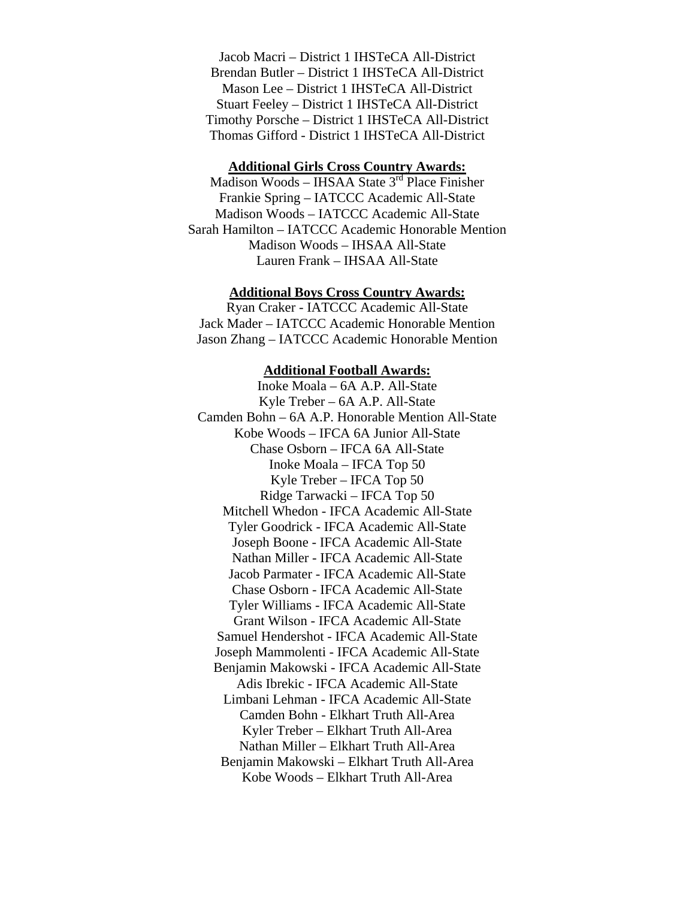Jacob Macri – District 1 IHSTeCA All-District
Brendan Butler – District 1 IHSTeCA All-District
Mason Lee – District 1 IHSTeCA All-District
Stuart Feeley – District 1 IHSTeCA All-District
Timothy Porsche – District 1 IHSTeCA All-District
Thomas Gifford - District 1 IHSTeCA All-District

**Additional Girls Cross Country Awards:**

Madison Woods – IHSAA State 3rd Place Finisher
Frankie Spring – IATCCC Academic All-State
Madison Woods – IATCCC Academic All-State
Sarah Hamilton – IATCCC Academic Honorable Mention
Madison Woods – IHSAA All-State
Lauren Frank – IHSAA All-State

**Additional Boys Cross Country Awards:**

Ryan Craker - IATCCC Academic All-State
Jack Mader – IATCCC Academic Honorable Mention
Jason Zhang – IATCCC Academic Honorable Mention

**Additional Football Awards:**

Inoke Moala – 6A A.P. All-State
Kyle Treber – 6A A.P. All-State
Camden Bohn – 6A A.P. Honorable Mention All-State
Kobe Woods – IFCA 6A Junior All-State
Chase Osborn – IFCA 6A All-State
Inoke Moala – IFCA Top 50
Kyle Treber – IFCA Top 50
Ridge Tarwacki – IFCA Top 50
Mitchell Whedon - IFCA Academic All-State
Tyler Goodrick - IFCA Academic All-State
Joseph Boone - IFCA Academic All-State
Nathan Miller - IFCA Academic All-State
Jacob Parmater - IFCA Academic All-State
Chase Osborn - IFCA Academic All-State
Tyler Williams - IFCA Academic All-State
Grant Wilson - IFCA Academic All-State
Samuel Hendershot - IFCA Academic All-State
Joseph Mammolenti - IFCA Academic All-State
Benjamin Makowski - IFCA Academic All-State
Adis Ibrekic - IFCA Academic All-State
Limbani Lehman - IFCA Academic All-State
Camden Bohn - Elkhart Truth All-Area
Kyler Treber – Elkhart Truth All-Area
Nathan Miller – Elkhart Truth All-Area
Benjamin Makowski – Elkhart Truth All-Area
Kobe Woods – Elkhart Truth All-Area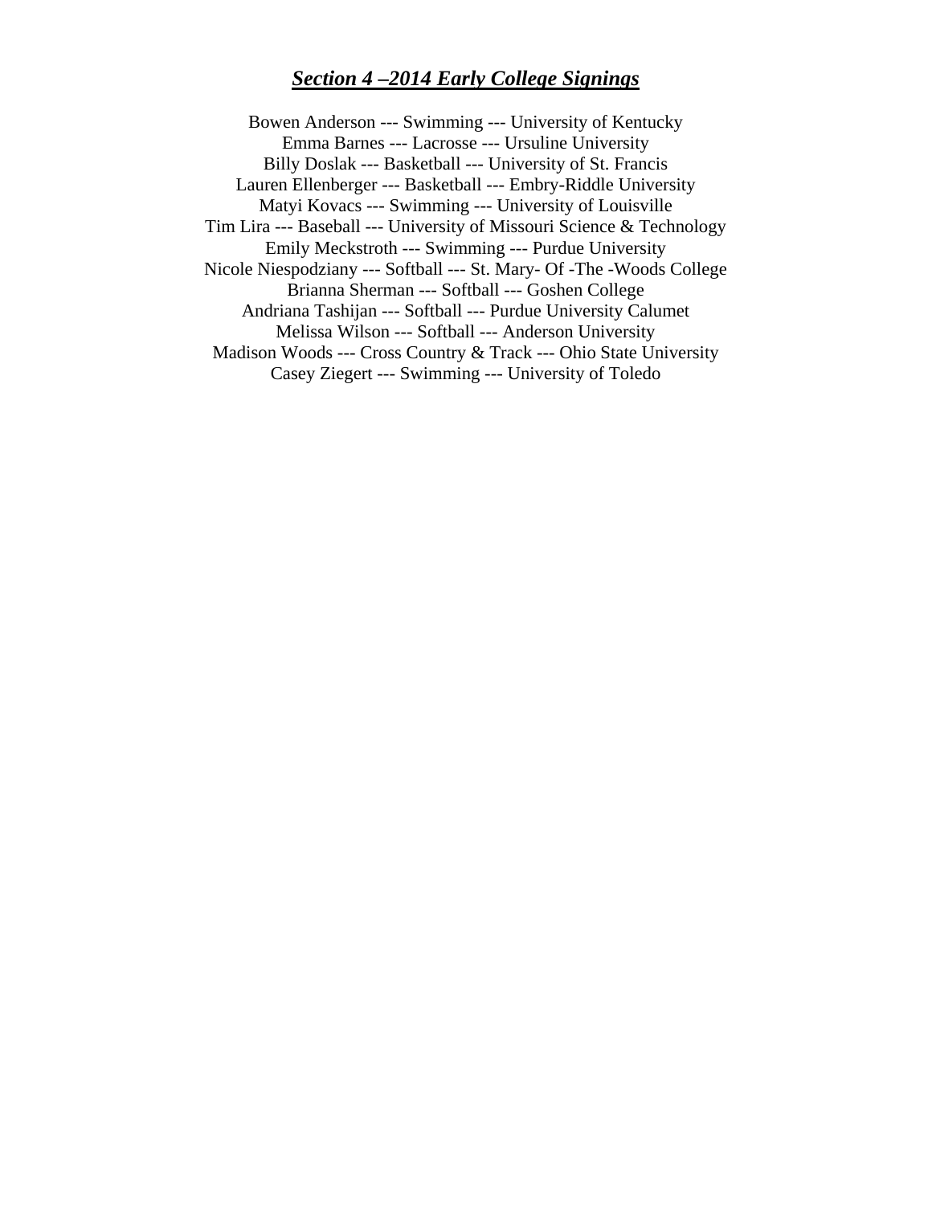## ***Section 4 –2014 Early College Signings***

Bowen Anderson --- Swimming --- University of Kentucky
Emma Barnes --- Lacrosse --- Ursuline University
Billy Doslak --- Basketball --- University of St. Francis
Lauren Ellenberger --- Basketball --- Embry-Riddle University
Matyi Kovacs --- Swimming --- University of Louisville
Tim Lira --- Baseball --- University of Missouri Science & Technology
Emily Meckstroth --- Swimming --- Purdue University
Nicole Niespodziany --- Softball --- St. Mary- Of -The -Woods College
Brianna Sherman --- Softball --- Goshen College
Andriana Tashijan --- Softball --- Purdue University Calumet
Melissa Wilson --- Softball --- Anderson University
Madison Woods --- Cross Country & Track --- Ohio State University
Casey Ziegert --- Swimming --- University of Toledo